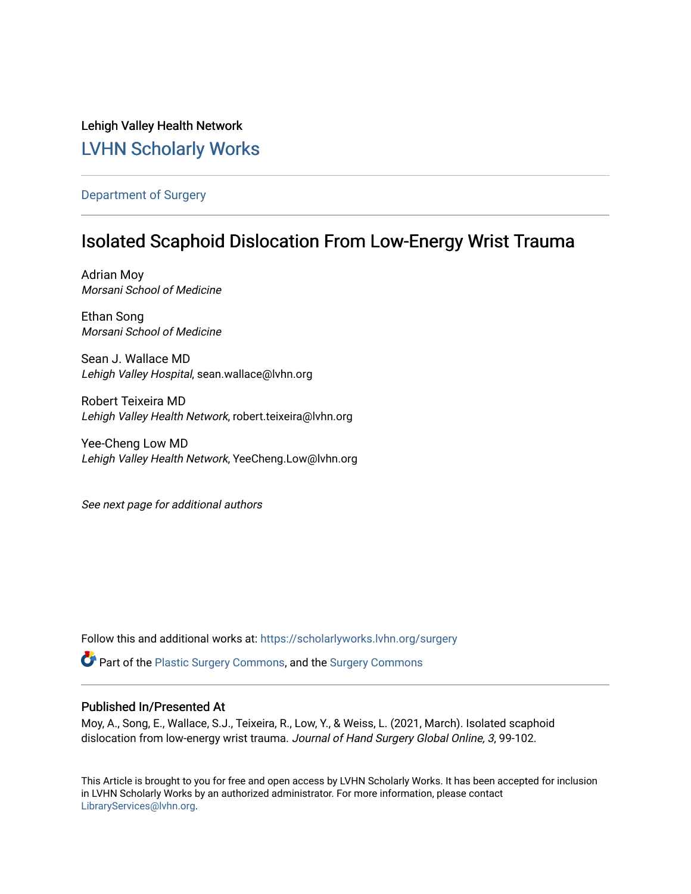Lehigh Valley Health Network

## LVHN Scholarly Works

Department of Surgery

# Isolated Scaphoid Dislocation From Low-Energy Wrist Trauma

Adrian Moy
*Morsani School of Medicine*

Ethan Song
*Morsani School of Medicine*

Sean J. Wallace MD
*Lehigh Valley Hospital*, sean.wallace@lvhn.org

Robert Teixeira MD
*Lehigh Valley Health Network*, robert.teixeira@lvhn.org

Yee-Cheng Low MD
*Lehigh Valley Health Network*, YeeCheng.Low@lvhn.org

*See next page for additional authors*

Follow this and additional works at: https://scholarlyworks.lvhn.org/surgery

Part of the Plastic Surgery Commons, and the Surgery Commons

### Published In/Presented At

Moy, A., Song, E., Wallace, S.J., Teixeira, R., Low, Y., & Weiss, L. (2021, March). Isolated scaphoid dislocation from low-energy wrist trauma. *Journal of Hand Surgery Global Online, 3*, 99-102.

This Article is brought to you for free and open access by LVHN Scholarly Works. It has been accepted for inclusion in LVHN Scholarly Works by an authorized administrator. For more information, please contact LibraryServices@lvhn.org.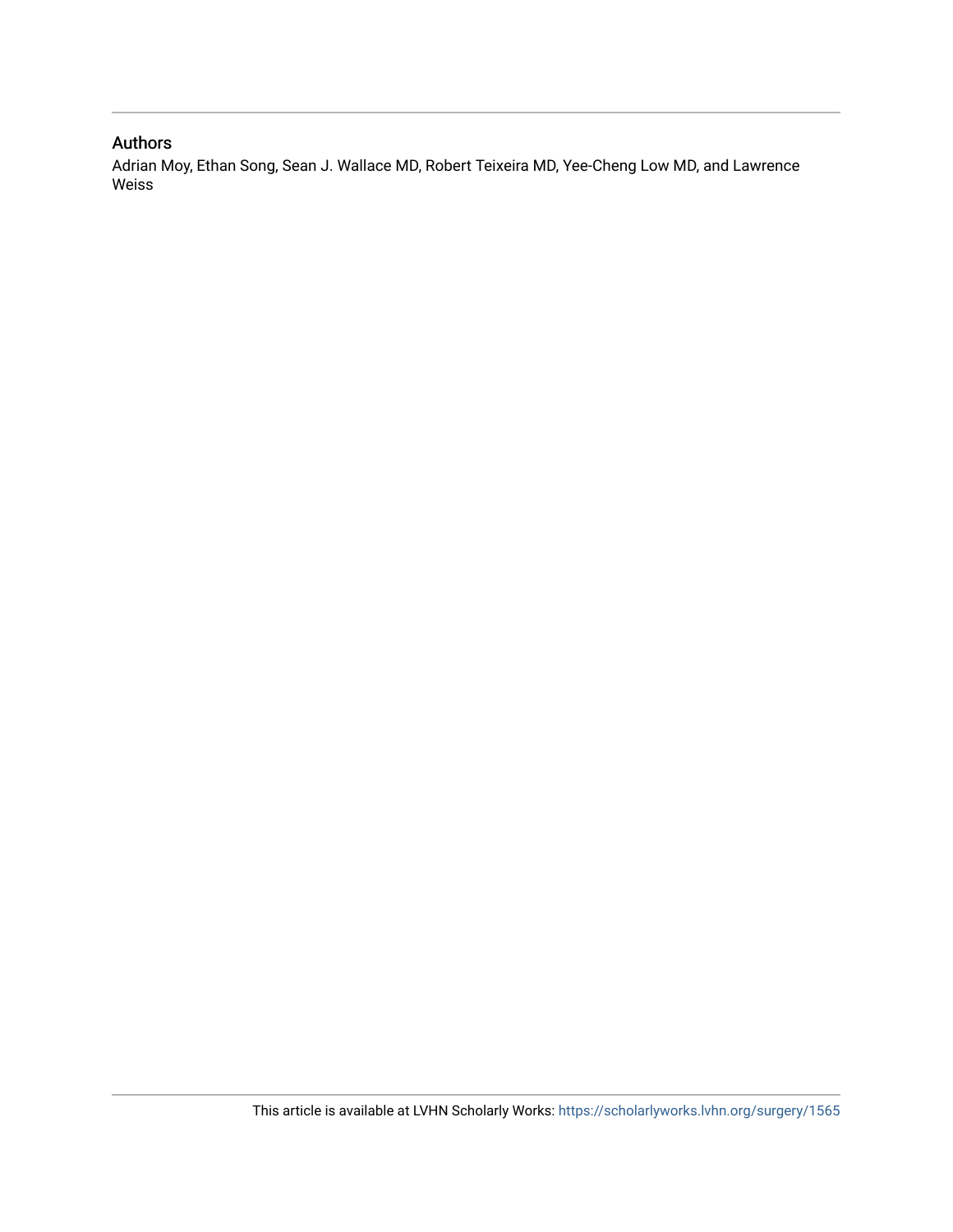## Authors

Adrian Moy, Ethan Song, Sean J. Wallace MD, Robert Teixeira MD, Yee-Cheng Low MD, and Lawrence Weiss

This article is available at LVHN Scholarly Works: https://scholarlyworks.lvhn.org/surgery/1565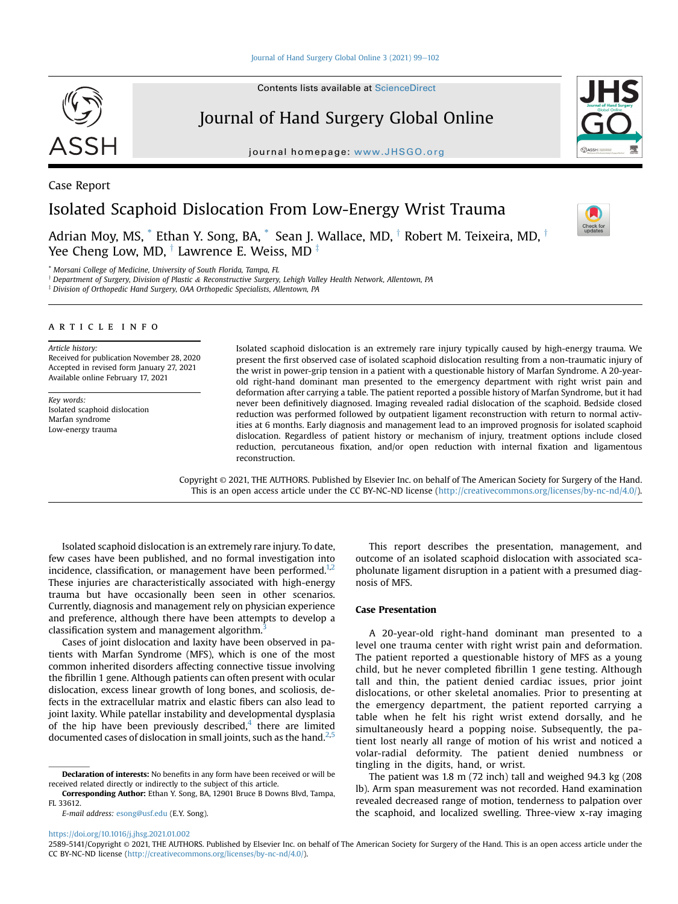Case Report

# Isolated Scaphoid Dislocation From Low-Energy Wrist Trauma

Adrian Moy, MS, [*] Ethan Y. Song, BA, [*] Sean J. Wallace, MD, [†] Robert M. Teixeira, MD, [†] Yee Cheng Low, MD, [†] Lawrence E. Weiss, MD [‡]

[*] Morsani College of Medicine, University of South Florida, Tampa, FL
[†] Department of Surgery, Division of Plastic & Reconstructive Surgery, Lehigh Valley Health Network, Allentown, PA
[‡] Division of Orthopedic Hand Surgery, OAA Orthopedic Specialists, Allentown, PA

## ARTICLE INFO

*Article history:*
Received for publication November 28, 2020
Accepted in revised form January 27, 2021
Available online February 17, 2021

*Key words:*
Isolated scaphoid dislocation
Marfan syndrome
Low-energy trauma

Isolated scaphoid dislocation is an extremely rare injury typically caused by high-energy trauma. We present the first observed case of isolated scaphoid dislocation resulting from a non-traumatic injury of the wrist in power-grip tension in a patient with a questionable history of Marfan Syndrome. A 20-year-old right-hand dominant man presented to the emergency department with right wrist pain and deformation after carrying a table. The patient reported a possible history of Marfan Syndrome, but it had never been definitively diagnosed. Imaging revealed radial dislocation of the scaphoid. Bedside closed reduction was performed followed by outpatient ligament reconstruction with return to normal activities at 6 months. Early diagnosis and management lead to an improved prognosis for isolated scaphoid dislocation. Regardless of patient history or mechanism of injury, treatment options include closed reduction, percutaneous fixation, and/or open reduction with internal fixation and ligamentous reconstruction.

Copyright © 2021, THE AUTHORS. Published by Elsevier Inc. on behalf of The American Society for Surgery of the Hand. This is an open access article under the CC BY-NC-ND license (http://creativecommons.org/licenses/by-nc-nd/4.0/).

Isolated scaphoid dislocation is an extremely rare injury. To date, few cases have been published, and no formal investigation into incidence, classification, or management have been performed.[1,2] These injuries are characteristically associated with high-energy trauma but have occasionally been seen in other scenarios. Currently, diagnosis and management rely on physician experience and preference, although there have been attempts to develop a classification system and management algorithm.[3]

Cases of joint dislocation and laxity have been observed in patients with Marfan Syndrome (MFS), which is one of the most common inherited disorders affecting connective tissue involving the fibrillin 1 gene. Although patients can often present with ocular dislocation, excess linear growth of long bones, and scoliosis, defects in the extracellular matrix and elastic fibers can also lead to joint laxity. While patellar instability and developmental dysplasia of the hip have been previously described,[4] there are limited documented cases of dislocation in small joints, such as the hand.[2,5]

This report describes the presentation, management, and outcome of an isolated scaphoid dislocation with associated scapholunate ligament disruption in a patient with a presumed diagnosis of MFS.

## Case Presentation

A 20-year-old right-hand dominant man presented to a level one trauma center with right wrist pain and deformation. The patient reported a questionable history of MFS as a young child, but he never completed fibrillin 1 gene testing. Although tall and thin, the patient denied cardiac issues, prior joint dislocations, or other skeletal anomalies. Prior to presenting at the emergency department, the patient reported carrying a table when he felt his right wrist extend dorsally, and he simultaneously heard a popping noise. Subsequently, the patient lost nearly all range of motion of his wrist and noticed a volar-radial deformity. The patient denied numbness or tingling in the digits, hand, or wrist.

The patient was 1.8 m (72 inch) tall and weighed 94.3 kg (208 lb). Arm span measurement was not recorded. Hand examination revealed decreased range of motion, tenderness to palpation over the scaphoid, and localized swelling. Three-view x-ray imaging

**Declaration of interests:** No benefits in any form have been received or will be received related directly or indirectly to the subject of this article.

**Corresponding Author:** Ethan Y. Song, BA, 12901 Bruce B Downs Blvd, Tampa, FL 33612.

*E-mail address:* esong@usf.edu (E.Y. Song).

https://doi.org/10.1016/j.jhsg.2021.01.002
2589-5141/Copyright © 2021, THE AUTHORS. Published by Elsevier Inc. on behalf of The American Society for Surgery of the Hand. This is an open access article under the CC BY-NC-ND license (http://creativecommons.org/licenses/by-nc-nd/4.0/).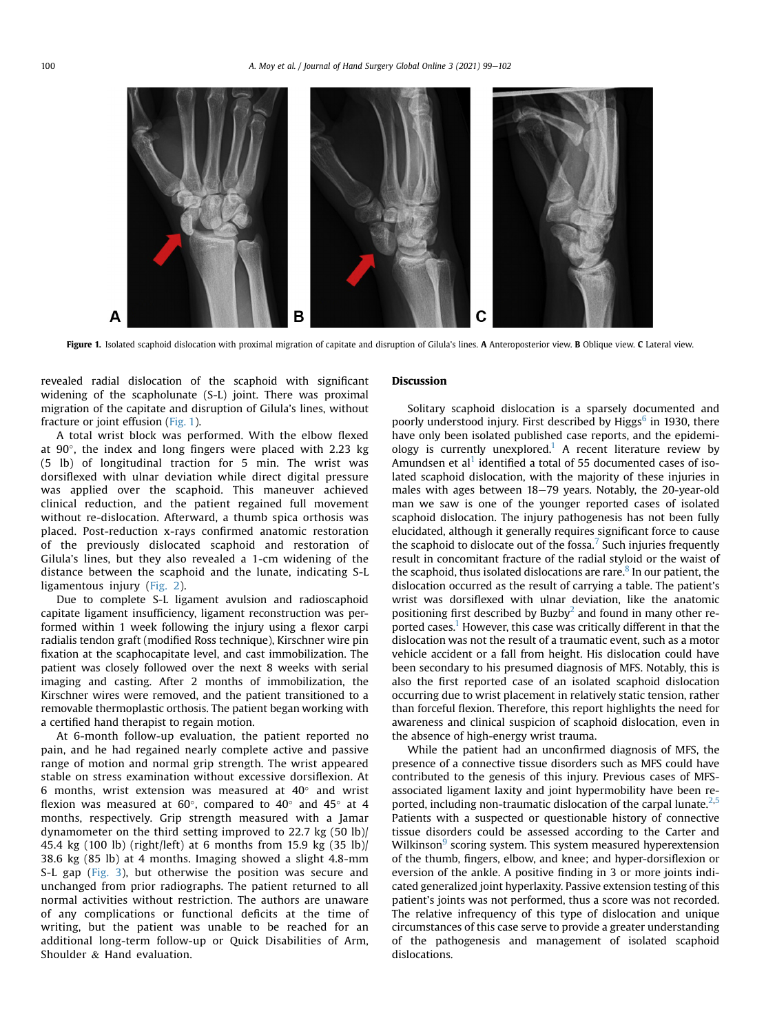Figure 1. Isolated scaphoid dislocation with proximal migration of capitate and disruption of Gilula's lines. **A** Anteroposterior view. **B** Oblique view. **C** Lateral view.

revealed radial dislocation of the scaphoid with significant widening of the scapholunate (S-L) joint. There was proximal migration of the capitate and disruption of Gilula's lines, without fracture or joint effusion (Fig. 1).

A total wrist block was performed. With the elbow flexed at 90°, the index and long fingers were placed with 2.23 kg (5 lb) of longitudinal traction for 5 min. The wrist was dorsiflexed with ulnar deviation while direct digital pressure was applied over the scaphoid. This maneuver achieved clinical reduction, and the patient regained full movement without re-dislocation. Afterward, a thumb spica orthosis was placed. Post-reduction x-rays confirmed anatomic restoration of the previously dislocated scaphoid and restoration of Gilula's lines, but they also revealed a 1-cm widening of the distance between the scaphoid and the lunate, indicating S-L ligamentous injury (Fig. 2).

Due to complete S-L ligament avulsion and radioscaphoid capitate ligament insufficiency, ligament reconstruction was performed within 1 week following the injury using a flexor carpi radialis tendon graft (modified Ross technique), Kirschner wire pin fixation at the scaphocapitate level, and cast immobilization. The patient was closely followed over the next 8 weeks with serial imaging and casting. After 2 months of immobilization, the Kirschner wires were removed, and the patient transitioned to a removable thermoplastic orthosis. The patient began working with a certified hand therapist to regain motion.

At 6-month follow-up evaluation, the patient reported no pain, and he had regained nearly complete active and passive range of motion and normal grip strength. The wrist appeared stable on stress examination without excessive dorsiflexion. At 6 months, wrist extension was measured at 40° and wrist flexion was measured at 60°, compared to 40° and 45° at 4 months, respectively. Grip strength measured with a Jamar dynamometer on the third setting improved to 22.7 kg (50 lb)/ 45.4 kg (100 lb) (right/left) at 6 months from 15.9 kg (35 lb)/ 38.6 kg (85 lb) at 4 months. Imaging showed a slight 4.8-mm S-L gap (Fig. 3), but otherwise the position was secure and unchanged from prior radiographs. The patient returned to all normal activities without restriction. The authors are unaware of any complications or functional deficits at the time of writing, but the patient was unable to be reached for an additional long-term follow-up or Quick Disabilities of Arm, Shoulder & Hand evaluation.

## Discussion

Solitary scaphoid dislocation is a sparsely documented and poorly understood injury. First described by Higgs[6] in 1930, there have only been isolated published case reports, and the epidemiology is currently unexplored.[1] A recent literature review by Amundsen et al[1] identified a total of 55 documented cases of isolated scaphoid dislocation, with the majority of these injuries in males with ages between 18–79 years. Notably, the 20-year-old man we saw is one of the younger reported cases of isolated scaphoid dislocation. The injury pathogenesis has not been fully elucidated, although it generally requires significant force to cause the scaphoid to dislocate out of the fossa.[7] Such injuries frequently result in concomitant fracture of the radial styloid or the waist of the scaphoid, thus isolated dislocations are rare.[8] In our patient, the dislocation occurred as the result of carrying a table. The patient's wrist was dorsiflexed with ulnar deviation, like the anatomic positioning first described by Buzby[2] and found in many other reported cases.[1] However, this case was critically different in that the dislocation was not the result of a traumatic event, such as a motor vehicle accident or a fall from height. His dislocation could have been secondary to his presumed diagnosis of MFS. Notably, this is also the first reported case of an isolated scaphoid dislocation occurring due to wrist placement in relatively static tension, rather than forceful flexion. Therefore, this report highlights the need for awareness and clinical suspicion of scaphoid dislocation, even in the absence of high-energy wrist trauma.

While the patient had an unconfirmed diagnosis of MFS, the presence of a connective tissue disorders such as MFS could have contributed to the genesis of this injury. Previous cases of MFS-associated ligament laxity and joint hypermobility have been reported, including non-traumatic dislocation of the carpal lunate.[2,5] Patients with a suspected or questionable history of connective tissue disorders could be assessed according to the Carter and Wilkinson[9] scoring system. This system measured hyperextension of the thumb, fingers, elbow, and knee; and hyper-dorsiflexion or eversion of the ankle. A positive finding in 3 or more joints indicated generalized joint hyperlaxity. Passive extension testing of this patient's joints was not performed, thus a score was not recorded. The relative infrequency of this type of dislocation and unique circumstances of this case serve to provide a greater understanding of the pathogenesis and management of isolated scaphoid dislocations.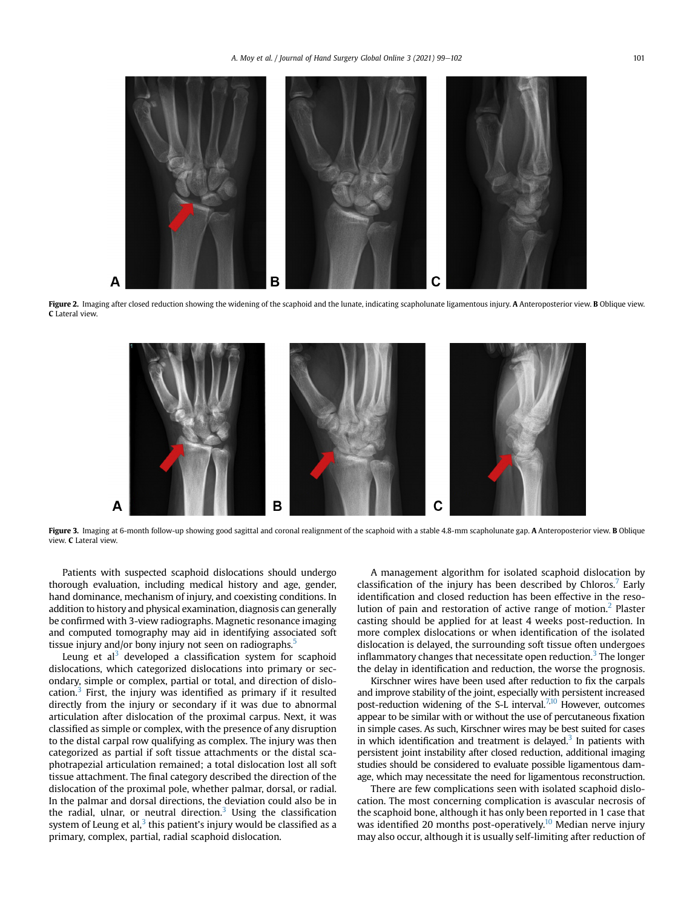Figure 2. Imaging after closed reduction showing the widening of the scaphoid and the lunate, indicating scapholunate ligamentous injury. **A** Anteroposterior view. **B** Oblique view. **C** Lateral view.

Figure 3. Imaging at 6-month follow-up showing good sagittal and coronal realignment of the scaphoid with a stable 4.8-mm scapholunate gap. **A** Anteroposterior view. **B** Oblique view. **C** Lateral view.

Patients with suspected scaphoid dislocations should undergo thorough evaluation, including medical history and age, gender, hand dominance, mechanism of injury, and coexisting conditions. In addition to history and physical examination, diagnosis can generally be confirmed with 3-view radiographs. Magnetic resonance imaging and computed tomography may aid in identifying associated soft tissue injury and/or bony injury not seen on radiographs.[5]

Leung et al[3] developed a classification system for scaphoid dislocations, which categorized dislocations into primary or secondary, simple or complex, partial or total, and direction of dislocation.[3] First, the injury was identified as primary if it resulted directly from the injury or secondary if it was due to abnormal articulation after dislocation of the proximal carpus. Next, it was classified as simple or complex, with the presence of any disruption to the distal carpal row qualifying as complex. The injury was then categorized as partial if soft tissue attachments or the distal scaphotrapezial articulation remained; a total dislocation lost all soft tissue attachment. The final category described the direction of the dislocation of the proximal pole, whether palmar, dorsal, or radial. In the palmar and dorsal directions, the deviation could also be in the radial, ulnar, or neutral direction.[3] Using the classification system of Leung et al,[3] this patient's injury would be classified as a primary, complex, partial, radial scaphoid dislocation.

A management algorithm for isolated scaphoid dislocation by classification of the injury has been described by Chloros.[7] Early identification and closed reduction has been effective in the resolution of pain and restoration of active range of motion.[2] Plaster casting should be applied for at least 4 weeks post-reduction. In more complex dislocations or when identification of the isolated dislocation is delayed, the surrounding soft tissue often undergoes inflammatory changes that necessitate open reduction.[3] The longer the delay in identification and reduction, the worse the prognosis.

Kirschner wires have been used after reduction to fix the carpals and improve stability of the joint, especially with persistent increased post-reduction widening of the S-L interval.[7,10] However, outcomes appear to be similar with or without the use of percutaneous fixation in simple cases. As such, Kirschner wires may be best suited for cases in which identification and treatment is delayed.[3] In patients with persistent joint instability after closed reduction, additional imaging studies should be considered to evaluate possible ligamentous damage, which may necessitate the need for ligamentous reconstruction.

There are few complications seen with isolated scaphoid dislocation. The most concerning complication is avascular necrosis of the scaphoid bone, although it has only been reported in 1 case that was identified 20 months post-operatively.[10] Median nerve injury may also occur, although it is usually self-limiting after reduction of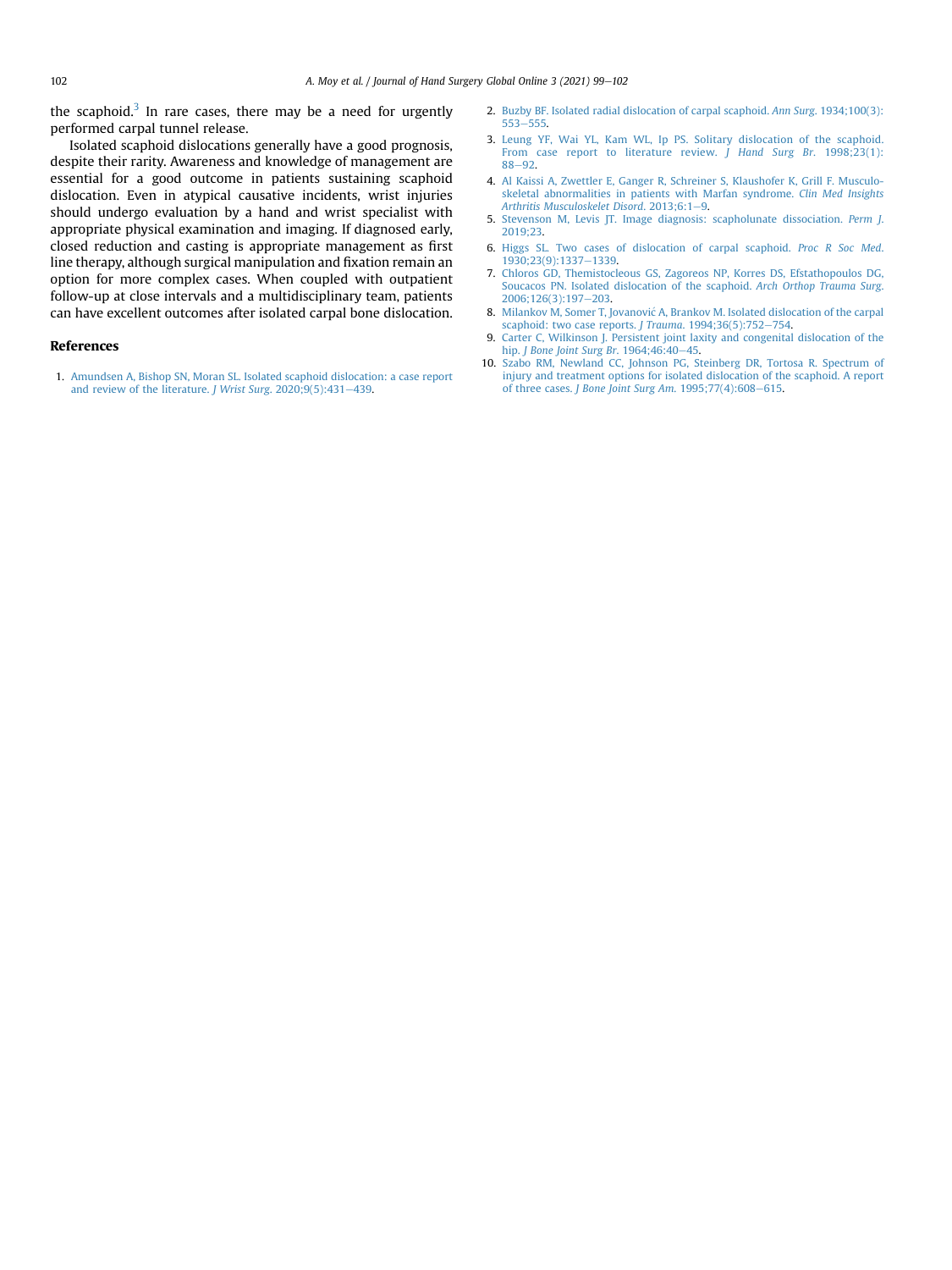the scaphoid.[3] In rare cases, there may be a need for urgently performed carpal tunnel release.

Isolated scaphoid dislocations generally have a good prognosis, despite their rarity. Awareness and knowledge of management are essential for a good outcome in patients sustaining scaphoid dislocation. Even in atypical causative incidents, wrist injuries should undergo evaluation by a hand and wrist specialist with appropriate physical examination and imaging. If diagnosed early, closed reduction and casting is appropriate management as first line therapy, although surgical manipulation and fixation remain an option for more complex cases. When coupled with outpatient follow-up at close intervals and a multidisciplinary team, patients can have excellent outcomes after isolated carpal bone dislocation.

## References

1. Amundsen A, Bishop SN, Moran SL. Isolated scaphoid dislocation: a case report and review of the literature. *J Wrist Surg*. 2020;9(5):431–439.
2. Buzby BF. Isolated radial dislocation of carpal scaphoid. *Ann Surg*. 1934;100(3):553–555.
3. Leung YF, Wai YL, Kam WL, Ip PS. Solitary dislocation of the scaphoid. From case report to literature review. *J Hand Surg Br*. 1998;23(1):88–92.
4. Al Kaissi A, Zwettler E, Ganger R, Schreiner S, Klaushofer K, Grill F. Musculoskeletal abnormalities in patients with Marfan syndrome. *Clin Med Insights Arthritis Musculoskelet Disord*. 2013;6:1–9.
5. Stevenson M, Levis JT. Image diagnosis: scapholunate dissociation. *Perm J*. 2019;23.
6. Higgs SL. Two cases of dislocation of carpal scaphoid. *Proc R Soc Med*. 1930;23(9):1337–1339.
7. Chloros GD, Themistocleous GS, Zagoreos NP, Korres DS, Efstathopoulos DG, Soucacos PN. Isolated dislocation of the scaphoid. *Arch Orthop Trauma Surg*. 2006;126(3):197–203.
8. Milankov M, Somer T, Jovanović A, Brankov M. Isolated dislocation of the carpal scaphoid: two case reports. *J Trauma*. 1994;36(5):752–754.
9. Carter C, Wilkinson J. Persistent joint laxity and congenital dislocation of the hip. *J Bone Joint Surg Br*. 1964;46:40–45.
10. Szabo RM, Newland CC, Johnson PG, Steinberg DR, Tortosa R. Spectrum of injury and treatment options for isolated dislocation of the scaphoid. A report of three cases. *J Bone Joint Surg Am*. 1995;77(4):608–615.